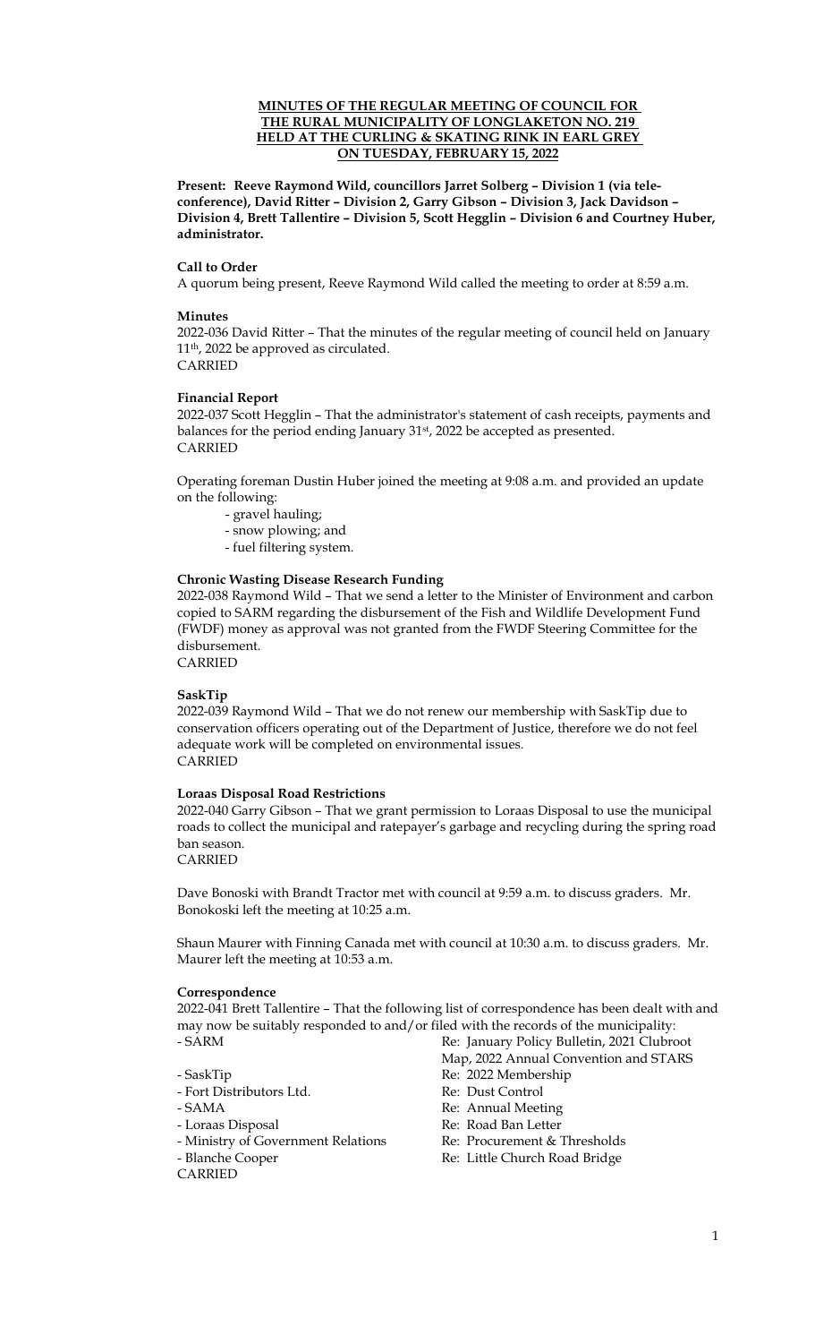# MINUTES OF THE REGULAR MEETING OF COUNCIL FOR THE RURAL MUNICIPALITY OF LONGLAKETON NO. 219 HELD AT THE CURLING & SKATING RINK IN EARL GREY ON TUESDAY, FEBRUARY 15, 2022

**Present: Reeve Raymond Wild, councillors Jarret Solberg – Division 1 (via teleconference), David Ritter – Division 2, Garry Gibson – Division 3, Jack Davidson – Division 4, Brett Tallentire – Division 5, Scott Hegglin – Division 6 and Courtney Huber, administrator.**

**Call to Order**

A quorum being present, Reeve Raymond Wild called the meeting to order at 8:59 a.m.

**Minutes**

2022-036 David Ritter – That the minutes of the regular meeting of council held on January 11th, 2022 be approved as circulated.
CARRIED

**Financial Report**

2022-037 Scott Hegglin – That the administrator's statement of cash receipts, payments and balances for the period ending January 31st, 2022 be accepted as presented.
CARRIED

Operating foreman Dustin Huber joined the meeting at 9:08 a.m. and provided an update on the following:

- gravel hauling;
- snow plowing; and
- fuel filtering system.

**Chronic Wasting Disease Research Funding**

2022-038 Raymond Wild – That we send a letter to the Minister of Environment and carbon copied to SARM regarding the disbursement of the Fish and Wildlife Development Fund (FWDF) money as approval was not granted from the FWDF Steering Committee for the disbursement.
CARRIED

**SaskTip**

2022-039 Raymond Wild – That we do not renew our membership with SaskTip due to conservation officers operating out of the Department of Justice, therefore we do not feel adequate work will be completed on environmental issues.
CARRIED

**Loraas Disposal Road Restrictions**

2022-040 Garry Gibson – That we grant permission to Loraas Disposal to use the municipal roads to collect the municipal and ratepayer's garbage and recycling during the spring road ban season.
CARRIED

Dave Bonoski with Brandt Tractor met with council at 9:59 a.m. to discuss graders. Mr. Bonokoski left the meeting at 10:25 a.m.

Shaun Maurer with Finning Canada met with council at 10:30 a.m. to discuss graders. Mr. Maurer left the meeting at 10:53 a.m.

**Correspondence**

2022-041 Brett Tallentire – That the following list of correspondence has been dealt with and may now be suitably responded to and/or filed with the records of the municipality:

- SARM — Re: January Policy Bulletin, 2021 Clubroot Map, 2022 Annual Convention and STARS
- SaskTip — Re: 2022 Membership
- Fort Distributors Ltd. — Re: Dust Control
- SAMA — Re: Annual Meeting
- Loraas Disposal — Re: Road Ban Letter
- Ministry of Government Relations — Re: Procurement & Thresholds
- Blanche Cooper — Re: Little Church Road Bridge

CARRIED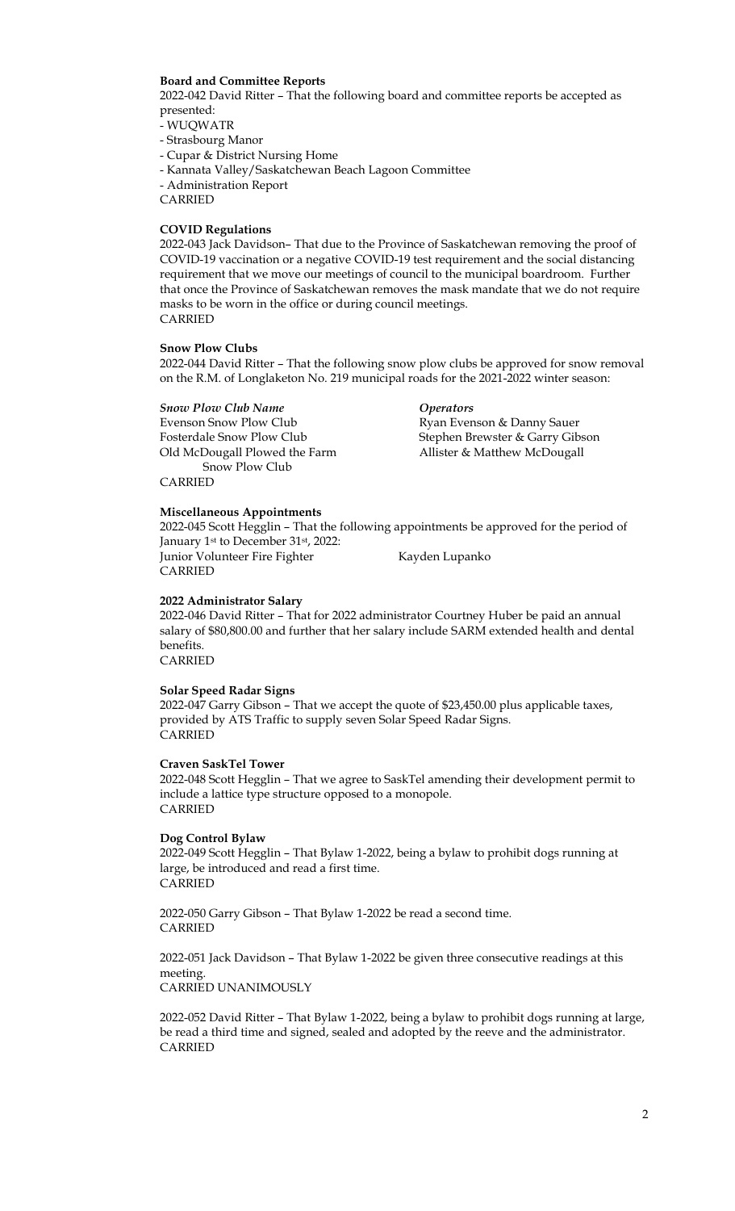**Board and Committee Reports**

2022-042 David Ritter – That the following board and committee reports be accepted as presented:

- WUQWATR
- Strasbourg Manor
- Cupar & District Nursing Home
- Kannata Valley/Saskatchewan Beach Lagoon Committee
- Administration Report

CARRIED

**COVID Regulations**

2022-043 Jack Davidson– That due to the Province of Saskatchewan removing the proof of COVID-19 vaccination or a negative COVID-19 test requirement and the social distancing requirement that we move our meetings of council to the municipal boardroom. Further that once the Province of Saskatchewan removes the mask mandate that we do not require masks to be worn in the office or during council meetings.
CARRIED

**Snow Plow Clubs**

2022-044 David Ritter – That the following snow plow clubs be approved for snow removal on the R.M. of Longlaketon No. 219 municipal roads for the 2021-2022 winter season:

| *Snow Plow Club Name* | *Operators* |
|---|---|
| Evenson Snow Plow Club | Ryan Evenson & Danny Sauer |
| Fosterdale Snow Plow Club | Stephen Brewster & Garry Gibson |
| Old McDougall Plowed the Farm Snow Plow Club | Allister & Matthew McDougall |

CARRIED

**Miscellaneous Appointments**

2022-045 Scott Hegglin – That the following appointments be approved for the period of January 1st to December 31st, 2022:
Junior Volunteer Fire Fighter Kayden Lupanko
CARRIED

**2022 Administrator Salary**

2022-046 David Ritter – That for 2022 administrator Courtney Huber be paid an annual salary of $80,800.00 and further that her salary include SARM extended health and dental benefits.
CARRIED

**Solar Speed Radar Signs**

2022-047 Garry Gibson – That we accept the quote of $23,450.00 plus applicable taxes, provided by ATS Traffic to supply seven Solar Speed Radar Signs.
CARRIED

**Craven SaskTel Tower**

2022-048 Scott Hegglin – That we agree to SaskTel amending their development permit to include a lattice type structure opposed to a monopole.
CARRIED

**Dog Control Bylaw**

2022-049 Scott Hegglin – That Bylaw 1-2022, being a bylaw to prohibit dogs running at large, be introduced and read a first time.
CARRIED

2022-050 Garry Gibson – That Bylaw 1-2022 be read a second time.
CARRIED

2022-051 Jack Davidson – That Bylaw 1-2022 be given three consecutive readings at this meeting.
CARRIED UNANIMOUSLY

2022-052 David Ritter – That Bylaw 1-2022, being a bylaw to prohibit dogs running at large, be read a third time and signed, sealed and adopted by the reeve and the administrator.
CARRIED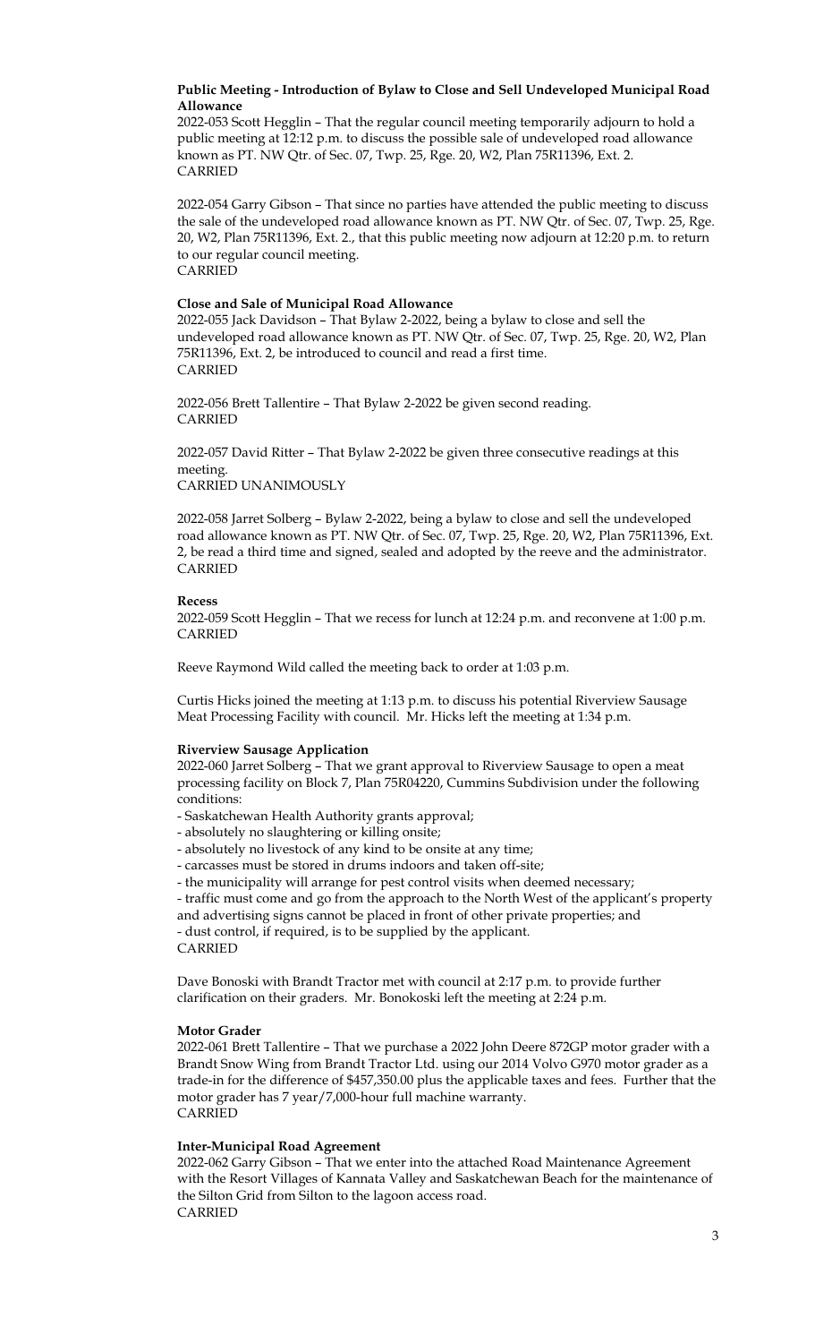**Public Meeting - Introduction of Bylaw to Close and Sell Undeveloped Municipal Road Allowance**

2022-053 Scott Hegglin – That the regular council meeting temporarily adjourn to hold a public meeting at 12:12 p.m. to discuss the possible sale of undeveloped road allowance known as PT. NW Qtr. of Sec. 07, Twp. 25, Rge. 20, W2, Plan 75R11396, Ext. 2.
CARRIED

2022-054 Garry Gibson – That since no parties have attended the public meeting to discuss the sale of the undeveloped road allowance known as PT. NW Qtr. of Sec. 07, Twp. 25, Rge. 20, W2, Plan 75R11396, Ext. 2., that this public meeting now adjourn at 12:20 p.m. to return to our regular council meeting.
CARRIED

**Close and Sale of Municipal Road Allowance**

2022-055 Jack Davidson – That Bylaw 2-2022, being a bylaw to close and sell the undeveloped road allowance known as PT. NW Qtr. of Sec. 07, Twp. 25, Rge. 20, W2, Plan 75R11396, Ext. 2, be introduced to council and read a first time.
CARRIED

2022-056 Brett Tallentire – That Bylaw 2-2022 be given second reading.
CARRIED

2022-057 David Ritter – That Bylaw 2-2022 be given three consecutive readings at this meeting.
CARRIED UNANIMOUSLY

2022-058 Jarret Solberg – Bylaw 2-2022, being a bylaw to close and sell the undeveloped road allowance known as PT. NW Qtr. of Sec. 07, Twp. 25, Rge. 20, W2, Plan 75R11396, Ext. 2, be read a third time and signed, sealed and adopted by the reeve and the administrator.
CARRIED

**Recess**

2022-059 Scott Hegglin – That we recess for lunch at 12:24 p.m. and reconvene at 1:00 p.m.
CARRIED

Reeve Raymond Wild called the meeting back to order at 1:03 p.m.

Curtis Hicks joined the meeting at 1:13 p.m. to discuss his potential Riverview Sausage Meat Processing Facility with council. Mr. Hicks left the meeting at 1:34 p.m.

**Riverview Sausage Application**

2022-060 Jarret Solberg – That we grant approval to Riverview Sausage to open a meat processing facility on Block 7, Plan 75R04220, Cummins Subdivision under the following conditions:

- Saskatchewan Health Authority grants approval;
- absolutely no slaughtering or killing onsite;
- absolutely no livestock of any kind to be onsite at any time;
- carcasses must be stored in drums indoors and taken off-site;
- the municipality will arrange for pest control visits when deemed necessary;
- traffic must come and go from the approach to the North West of the applicant's property and advertising signs cannot be placed in front of other private properties; and
- dust control, if required, is to be supplied by the applicant.

CARRIED

Dave Bonoski with Brandt Tractor met with council at 2:17 p.m. to provide further clarification on their graders. Mr. Bonokoski left the meeting at 2:24 p.m.

**Motor Grader**

2022-061 Brett Tallentire – That we purchase a 2022 John Deere 872GP motor grader with a Brandt Snow Wing from Brandt Tractor Ltd. using our 2014 Volvo G970 motor grader as a trade-in for the difference of $457,350.00 plus the applicable taxes and fees. Further that the motor grader has 7 year/7,000-hour full machine warranty.
CARRIED

**Inter-Municipal Road Agreement**

2022-062 Garry Gibson – That we enter into the attached Road Maintenance Agreement with the Resort Villages of Kannata Valley and Saskatchewan Beach for the maintenance of the Silton Grid from Silton to the lagoon access road.
CARRIED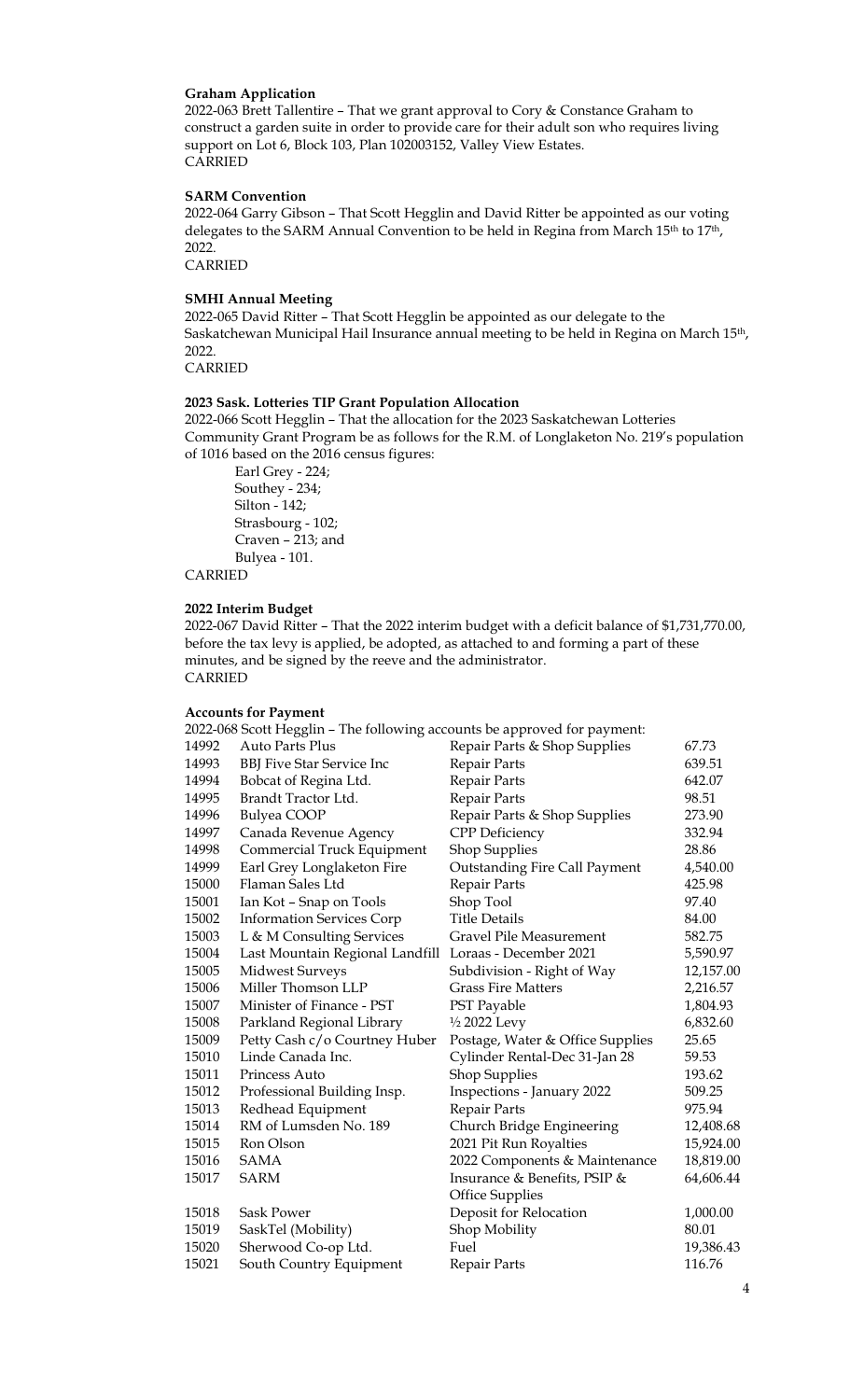**Graham Application**

2022-063 Brett Tallentire – That we grant approval to Cory & Constance Graham to construct a garden suite in order to provide care for their adult son who requires living support on Lot 6, Block 103, Plan 102003152, Valley View Estates.
CARRIED

**SARM Convention**

2022-064 Garry Gibson – That Scott Hegglin and David Ritter be appointed as our voting delegates to the SARM Annual Convention to be held in Regina from March 15th to 17th, 2022.
CARRIED

**SMHI Annual Meeting**

2022-065 David Ritter – That Scott Hegglin be appointed as our delegate to the Saskatchewan Municipal Hail Insurance annual meeting to be held in Regina on March 15th, 2022.
CARRIED

**2023 Sask. Lotteries TIP Grant Population Allocation**

2022-066 Scott Hegglin – That the allocation for the 2023 Saskatchewan Lotteries Community Grant Program be as follows for the R.M. of Longlaketon No. 219's population of 1016 based on the 2016 census figures:

Earl Grey - 224;
Southey - 234;
Silton - 142;
Strasbourg - 102;
Craven – 213; and
Bulyea - 101.

CARRIED

**2022 Interim Budget**

2022-067 David Ritter – That the 2022 interim budget with a deficit balance of $1,731,770.00, before the tax levy is applied, be adopted, as attached to and forming a part of these minutes, and be signed by the reeve and the administrator.
CARRIED

**Accounts for Payment**

2022-068 Scott Hegglin – The following accounts be approved for payment:

| | | | |
|---|---|---|---|
| 14992 | Auto Parts Plus | Repair Parts & Shop Supplies | 67.73 |
| 14993 | BBJ Five Star Service Inc | Repair Parts | 639.51 |
| 14994 | Bobcat of Regina Ltd. | Repair Parts | 642.07 |
| 14995 | Brandt Tractor Ltd. | Repair Parts | 98.51 |
| 14996 | Bulyea COOP | Repair Parts & Shop Supplies | 273.90 |
| 14997 | Canada Revenue Agency | CPP Deficiency | 332.94 |
| 14998 | Commercial Truck Equipment | Shop Supplies | 28.86 |
| 14999 | Earl Grey Longlaketon Fire | Outstanding Fire Call Payment | 4,540.00 |
| 15000 | Flaman Sales Ltd | Repair Parts | 425.98 |
| 15001 | Ian Kot – Snap on Tools | Shop Tool | 97.40 |
| 15002 | Information Services Corp | Title Details | 84.00 |
| 15003 | L & M Consulting Services | Gravel Pile Measurement | 582.75 |
| 15004 | Last Mountain Regional Landfill | Loraas - December 2021 | 5,590.97 |
| 15005 | Midwest Surveys | Subdivision - Right of Way | 12,157.00 |
| 15006 | Miller Thomson LLP | Grass Fire Matters | 2,216.57 |
| 15007 | Minister of Finance - PST | PST Payable | 1,804.93 |
| 15008 | Parkland Regional Library | ½ 2022 Levy | 6,832.60 |
| 15009 | Petty Cash c/o Courtney Huber | Postage, Water & Office Supplies | 25.65 |
| 15010 | Linde Canada Inc. | Cylinder Rental-Dec 31-Jan 28 | 59.53 |
| 15011 | Princess Auto | Shop Supplies | 193.62 |
| 15012 | Professional Building Insp. | Inspections - January 2022 | 509.25 |
| 15013 | Redhead Equipment | Repair Parts | 975.94 |
| 15014 | RM of Lumsden No. 189 | Church Bridge Engineering | 12,408.68 |
| 15015 | Ron Olson | 2021 Pit Run Royalties | 15,924.00 |
| 15016 | SAMA | 2022 Components & Maintenance | 18,819.00 |
| 15017 | SARM | Insurance & Benefits, PSIP & Office Supplies | 64,606.44 |
| 15018 | Sask Power | Deposit for Relocation | 1,000.00 |
| 15019 | SaskTel (Mobility) | Shop Mobility | 80.01 |
| 15020 | Sherwood Co-op Ltd. | Fuel | 19,386.43 |
| 15021 | South Country Equipment | Repair Parts | 116.76 |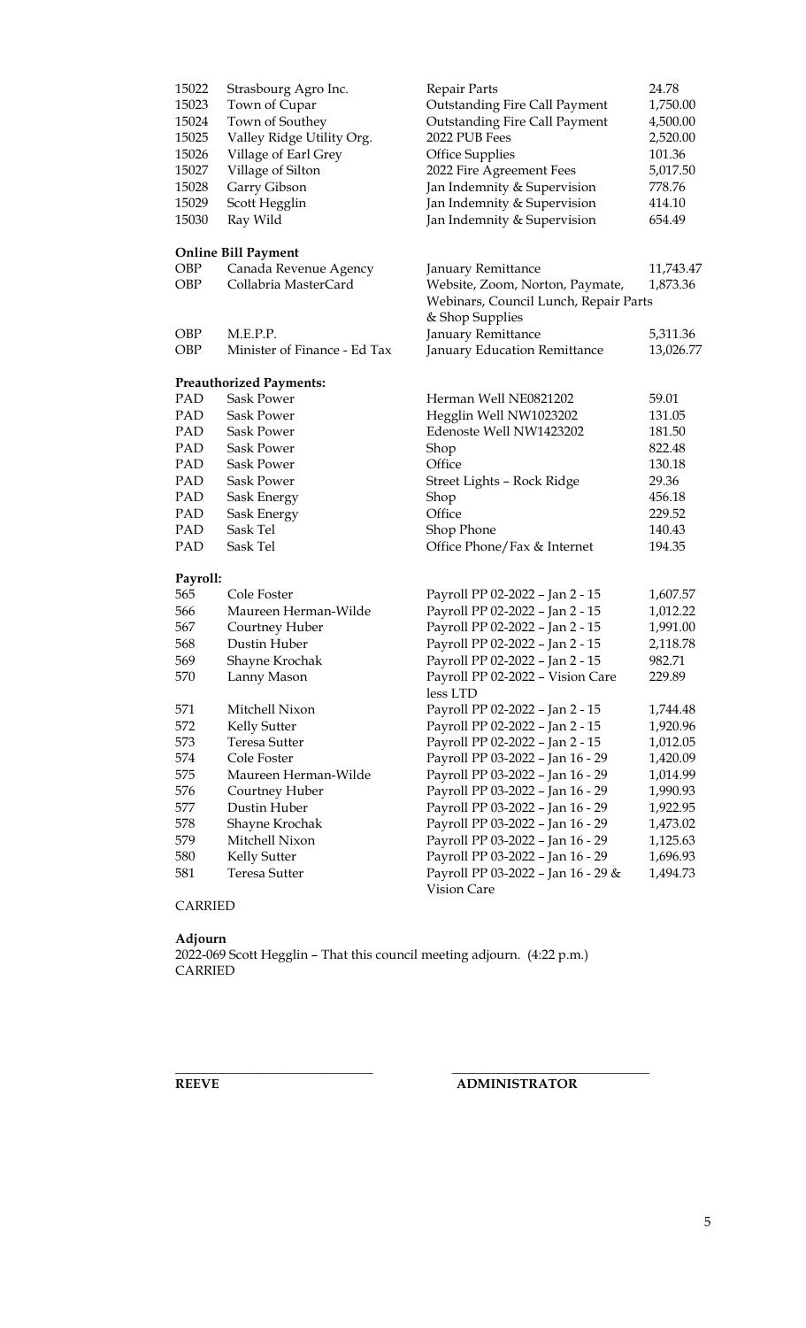| | | | |
|---|---|---|---|
| 15022 | Strasbourg Agro Inc. | Repair Parts | 24.78 |
| 15023 | Town of Cupar | Outstanding Fire Call Payment | 1,750.00 |
| 15024 | Town of Southey | Outstanding Fire Call Payment | 4,500.00 |
| 15025 | Valley Ridge Utility Org. | 2022 PUB Fees | 2,520.00 |
| 15026 | Village of Earl Grey | Office Supplies | 101.36 |
| 15027 | Village of Silton | 2022 Fire Agreement Fees | 5,017.50 |
| 15028 | Garry Gibson | Jan Indemnity & Supervision | 778.76 |
| 15029 | Scott Hegglin | Jan Indemnity & Supervision | 414.10 |
| 15030 | Ray Wild | Jan Indemnity & Supervision | 654.49 |

**Online Bill Payment**

| | | | |
|---|---|---|---|
| OBP | Canada Revenue Agency | January Remittance | 11,743.47 |
| OBP | Collabria MasterCard | Website, Zoom, Norton, Paymate, Webinars, Council Lunch, Repair Parts & Shop Supplies | 1,873.36 |
| OBP | M.E.P.P. | January Remittance | 5,311.36 |
| OBP | Minister of Finance - Ed Tax | January Education Remittance | 13,026.77 |

**Preauthorized Payments:**

| | | | |
|---|---|---|---|
| PAD | Sask Power | Herman Well NE0821202 | 59.01 |
| PAD | Sask Power | Hegglin Well NW1023202 | 131.05 |
| PAD | Sask Power | Edenoste Well NW1423202 | 181.50 |
| PAD | Sask Power | Shop | 822.48 |
| PAD | Sask Power | Office | 130.18 |
| PAD | Sask Power | Street Lights – Rock Ridge | 29.36 |
| PAD | Sask Energy | Shop | 456.18 |
| PAD | Sask Energy | Office | 229.52 |
| PAD | Sask Tel | Shop Phone | 140.43 |
| PAD | Sask Tel | Office Phone/Fax & Internet | 194.35 |

**Payroll:**

| | | | |
|---|---|---|---|
| 565 | Cole Foster | Payroll PP 02-2022 – Jan 2 - 15 | 1,607.57 |
| 566 | Maureen Herman-Wilde | Payroll PP 02-2022 – Jan 2 - 15 | 1,012.22 |
| 567 | Courtney Huber | Payroll PP 02-2022 – Jan 2 - 15 | 1,991.00 |
| 568 | Dustin Huber | Payroll PP 02-2022 – Jan 2 - 15 | 2,118.78 |
| 569 | Shayne Krochak | Payroll PP 02-2022 – Jan 2 - 15 | 982.71 |
| 570 | Lanny Mason | Payroll PP 02-2022 – Vision Care less LTD | 229.89 |
| 571 | Mitchell Nixon | Payroll PP 02-2022 – Jan 2 - 15 | 1,744.48 |
| 572 | Kelly Sutter | Payroll PP 02-2022 – Jan 2 - 15 | 1,920.96 |
| 573 | Teresa Sutter | Payroll PP 02-2022 – Jan 2 - 15 | 1,012.05 |
| 574 | Cole Foster | Payroll PP 03-2022 – Jan 16 - 29 | 1,420.09 |
| 575 | Maureen Herman-Wilde | Payroll PP 03-2022 – Jan 16 - 29 | 1,014.99 |
| 576 | Courtney Huber | Payroll PP 03-2022 – Jan 16 - 29 | 1,990.93 |
| 577 | Dustin Huber | Payroll PP 03-2022 – Jan 16 - 29 | 1,922.95 |
| 578 | Shayne Krochak | Payroll PP 03-2022 – Jan 16 - 29 | 1,473.02 |
| 579 | Mitchell Nixon | Payroll PP 03-2022 – Jan 16 - 29 | 1,125.63 |
| 580 | Kelly Sutter | Payroll PP 03-2022 – Jan 16 - 29 | 1,696.93 |
| 581 | Teresa Sutter | Payroll PP 03-2022 – Jan 16 - 29 & Vision Care | 1,494.73 |

CARRIED

**Adjourn**

2022-069 Scott Hegglin – That this council meeting adjourn. (4:22 p.m.)
CARRIED

\_\_\_\_\_\_\_\_\_\_\_\_\_\_\_\_\_\_\_\_\_\_\_\_\_\_\_\_\_\_ \_\_\_\_\_\_\_\_\_\_\_\_\_\_\_\_\_\_\_\_\_\_\_\_\_\_\_\_\_\_

**REEVE** **ADMINISTRATOR**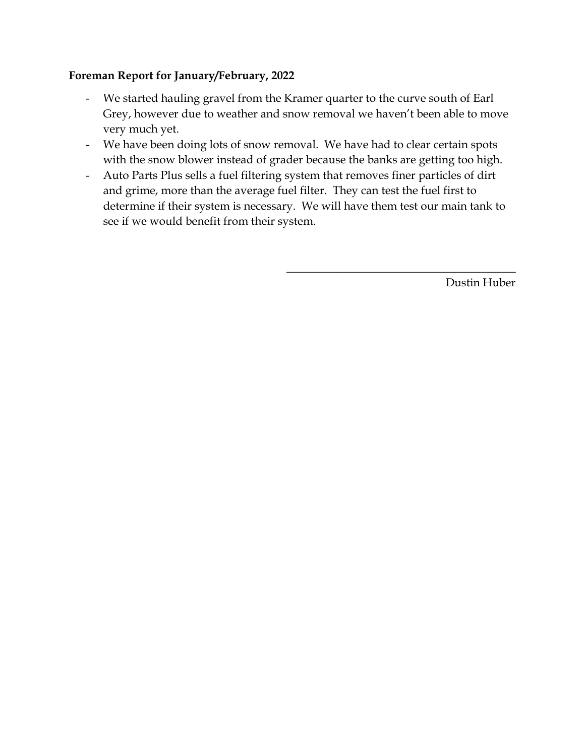**Foreman Report for January/February, 2022**

- We started hauling gravel from the Kramer quarter to the curve south of Earl Grey, however due to weather and snow removal we haven't been able to move very much yet.
- We have been doing lots of snow removal. We have had to clear certain spots with the snow blower instead of grader because the banks are getting too high.
- Auto Parts Plus sells a fuel filtering system that removes finer particles of dirt and grime, more than the average fuel filter. They can test the fuel first to determine if their system is necessary. We will have them test our main tank to see if we would benefit from their system.

\_\_\_\_\_\_\_\_\_\_\_\_\_\_\_\_\_\_\_\_\_\_\_\_\_\_\_\_\_\_\_\_\_\_\_\_\_\_\_\_

Dustin Huber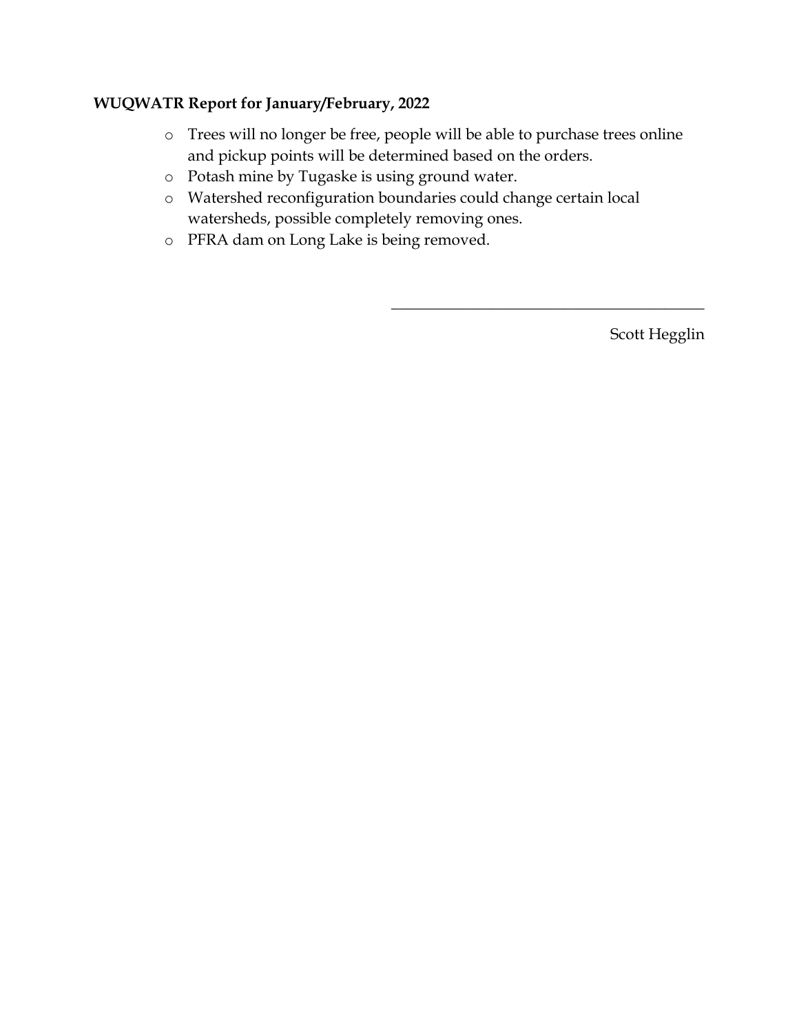**WUQWATR Report for January/February, 2022**

- Trees will no longer be free, people will be able to purchase trees online and pickup points will be determined based on the orders.
- Potash mine by Tugaske is using ground water.
- Watershed reconfiguration boundaries could change certain local watersheds, possible completely removing ones.
- PFRA dam on Long Lake is being removed.

\_\_\_\_\_\_\_\_\_\_\_\_\_\_\_\_\_\_\_\_\_\_\_\_\_\_\_\_\_\_\_\_\_\_\_\_\_\_\_\_

Scott Hegglin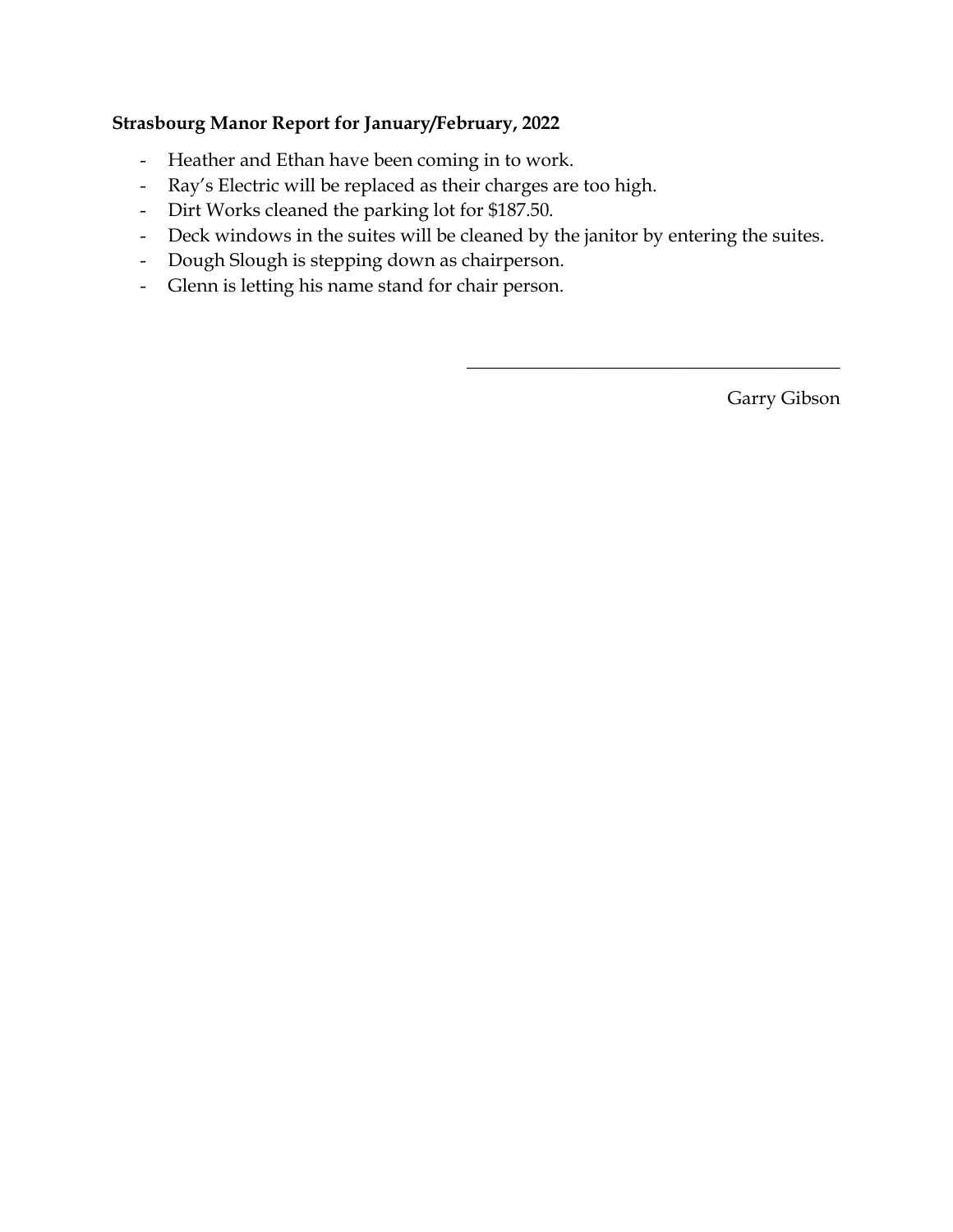**Strasbourg Manor Report for January/February, 2022**

- Heather and Ethan have been coming in to work.
- Ray's Electric will be replaced as their charges are too high.
- Dirt Works cleaned the parking lot for $187.50.
- Deck windows in the suites will be cleaned by the janitor by entering the suites.
- Dough Slough is stepping down as chairperson.
- Glenn is letting his name stand for chair person.

\_\_\_\_\_\_\_\_\_\_\_\_\_\_\_\_\_\_\_\_\_\_\_\_\_\_\_\_\_\_\_\_\_\_\_\_\_\_\_\_

Garry Gibson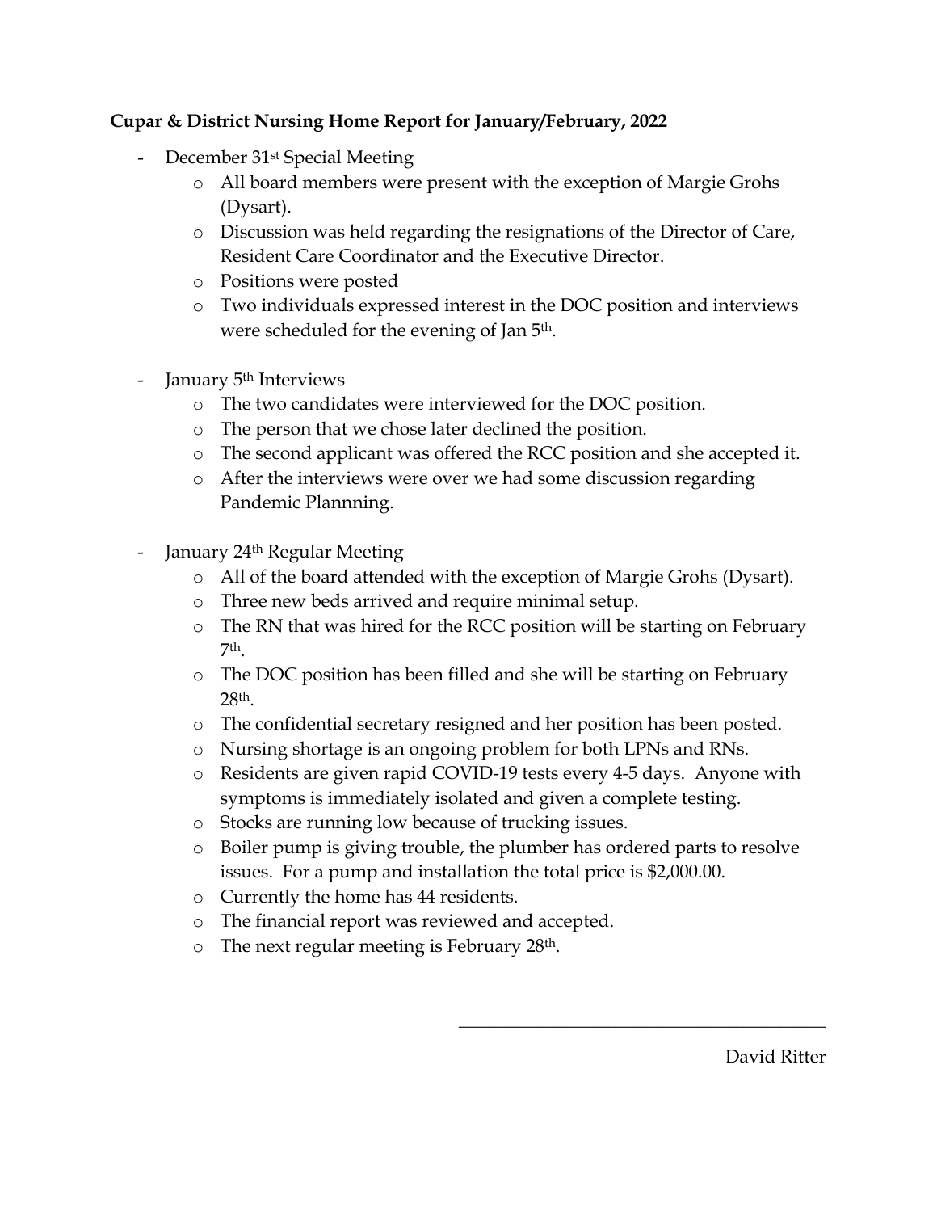**Cupar & District Nursing Home Report for January/February, 2022**

- December 31st Special Meeting
  - All board members were present with the exception of Margie Grohs (Dysart).
  - Discussion was held regarding the resignations of the Director of Care, Resident Care Coordinator and the Executive Director.
  - Positions were posted
  - Two individuals expressed interest in the DOC position and interviews were scheduled for the evening of Jan 5th.

- January 5th Interviews
  - The two candidates were interviewed for the DOC position.
  - The person that we chose later declined the position.
  - The second applicant was offered the RCC position and she accepted it.
  - After the interviews were over we had some discussion regarding Pandemic Plannning.

- January 24th Regular Meeting
  - All of the board attended with the exception of Margie Grohs (Dysart).
  - Three new beds arrived and require minimal setup.
  - The RN that was hired for the RCC position will be starting on February 7th.
  - The DOC position has been filled and she will be starting on February 28th.
  - The confidential secretary resigned and her position has been posted.
  - Nursing shortage is an ongoing problem for both LPNs and RNs.
  - Residents are given rapid COVID-19 tests every 4-5 days. Anyone with symptoms is immediately isolated and given a complete testing.
  - Stocks are running low because of trucking issues.
  - Boiler pump is giving trouble, the plumber has ordered parts to resolve issues. For a pump and installation the total price is $2,000.00.
  - Currently the home has 44 residents.
  - The financial report was reviewed and accepted.
  - The next regular meeting is February 28th.

\_\_\_\_\_\_\_\_\_\_\_\_\_\_\_\_\_\_\_\_\_\_\_\_\_\_\_\_\_\_\_\_\_\_\_\_\_\_

David Ritter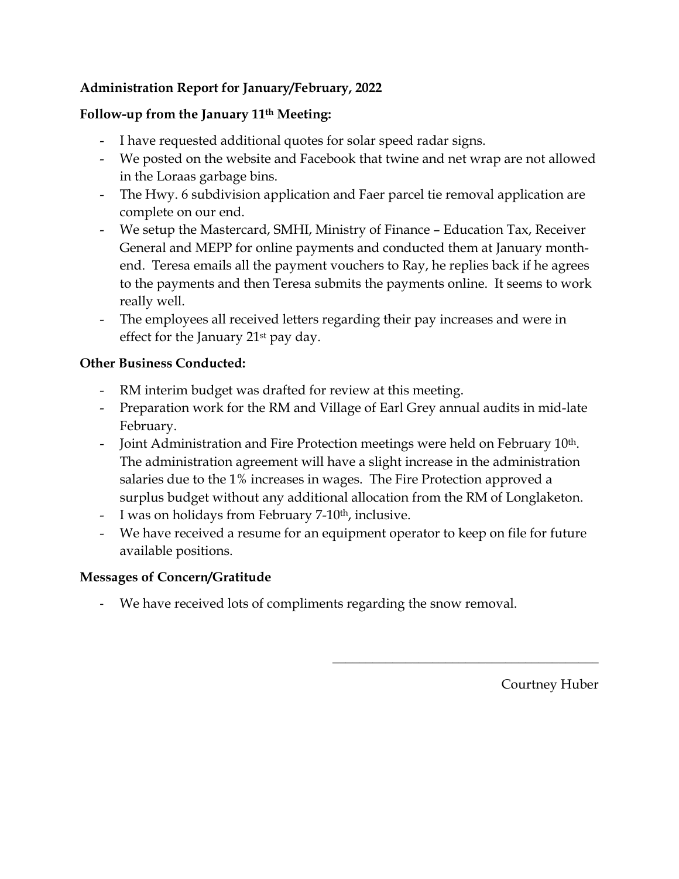**Administration Report for January/February, 2022**

**Follow-up from the January 11th Meeting:**

- I have requested additional quotes for solar speed radar signs.
- We posted on the website and Facebook that twine and net wrap are not allowed in the Loraas garbage bins.
- The Hwy. 6 subdivision application and Faer parcel tie removal application are complete on our end.
- We setup the Mastercard, SMHI, Ministry of Finance – Education Tax, Receiver General and MEPP for online payments and conducted them at January month-end. Teresa emails all the payment vouchers to Ray, he replies back if he agrees to the payments and then Teresa submits the payments online. It seems to work really well.
- The employees all received letters regarding their pay increases and were in effect for the January 21st pay day.

**Other Business Conducted:**

- RM interim budget was drafted for review at this meeting.
- Preparation work for the RM and Village of Earl Grey annual audits in mid-late February.
- Joint Administration and Fire Protection meetings were held on February 10th. The administration agreement will have a slight increase in the administration salaries due to the 1% increases in wages. The Fire Protection approved a surplus budget without any additional allocation from the RM of Longlaketon.
- I was on holidays from February 7-10th, inclusive.
- We have received a resume for an equipment operator to keep on file for future available positions.

**Messages of Concern/Gratitude**

- We have received lots of compliments regarding the snow removal.

\_\_\_\_\_\_\_\_\_\_\_\_\_\_\_\_\_\_\_\_\_\_\_\_\_\_\_\_\_\_\_\_\_\_\_\_\_\_\_\_

Courtney Huber